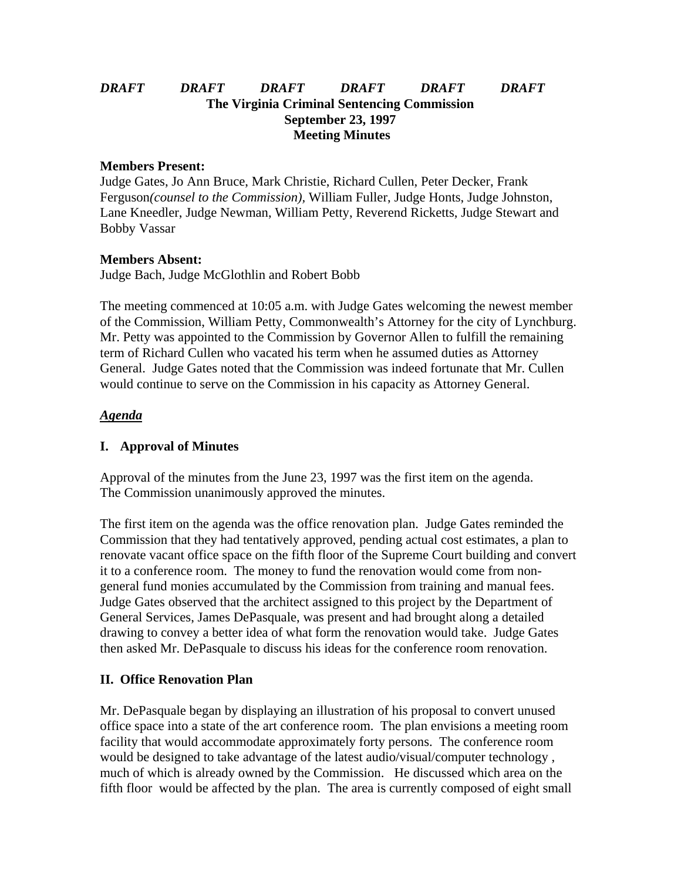***DRAFT DRAFT DRAFT DRAFT DRAFT DRAFT***

**The Virginia Criminal Sentencing Commission**
**September 23, 1997**
**Meeting Minutes**

**Members Present:**
Judge Gates, Jo Ann Bruce, Mark Christie, Richard Cullen, Peter Decker, Frank Ferguson*(counsel to the Commission),* William Fuller, Judge Honts, Judge Johnston, Lane Kneedler, Judge Newman, William Petty, Reverend Ricketts, Judge Stewart and Bobby Vassar

**Members Absent:**
Judge Bach, Judge McGlothlin and Robert Bobb

The meeting commenced at 10:05 a.m. with Judge Gates welcoming the newest member of the Commission, William Petty, Commonwealth's Attorney for the city of Lynchburg. Mr. Petty was appointed to the Commission by Governor Allen to fulfill the remaining term of Richard Cullen who vacated his term when he assumed duties as Attorney General. Judge Gates noted that the Commission was indeed fortunate that Mr. Cullen would continue to serve on the Commission in his capacity as Attorney General.

***Agenda***

**I. Approval of Minutes**

Approval of the minutes from the June 23, 1997 was the first item on the agenda. The Commission unanimously approved the minutes.

The first item on the agenda was the office renovation plan. Judge Gates reminded the Commission that they had tentatively approved, pending actual cost estimates, a plan to renovate vacant office space on the fifth floor of the Supreme Court building and convert it to a conference room. The money to fund the renovation would come from non-general fund monies accumulated by the Commission from training and manual fees. Judge Gates observed that the architect assigned to this project by the Department of General Services, James DePasquale, was present and had brought along a detailed drawing to convey a better idea of what form the renovation would take. Judge Gates then asked Mr. DePasquale to discuss his ideas for the conference room renovation.

**II. Office Renovation Plan**

Mr. DePasquale began by displaying an illustration of his proposal to convert unused office space into a state of the art conference room. The plan envisions a meeting room facility that would accommodate approximately forty persons. The conference room would be designed to take advantage of the latest audio/visual/computer technology , much of which is already owned by the Commission. He discussed which area on the fifth floor would be affected by the plan. The area is currently composed of eight small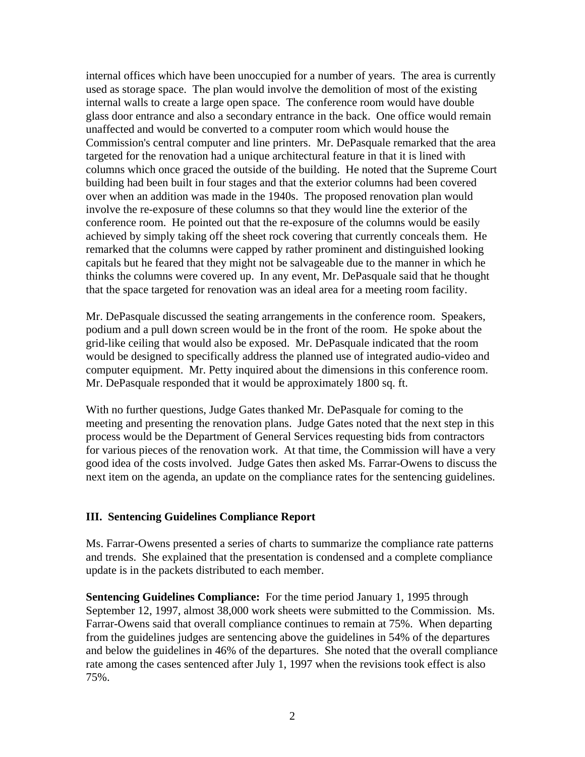internal offices which have been unoccupied for a number of years. The area is currently used as storage space. The plan would involve the demolition of most of the existing internal walls to create a large open space. The conference room would have double glass door entrance and also a secondary entrance in the back. One office would remain unaffected and would be converted to a computer room which would house the Commission's central computer and line printers. Mr. DePasquale remarked that the area targeted for the renovation had a unique architectural feature in that it is lined with columns which once graced the outside of the building. He noted that the Supreme Court building had been built in four stages and that the exterior columns had been covered over when an addition was made in the 1940s. The proposed renovation plan would involve the re-exposure of these columns so that they would line the exterior of the conference room. He pointed out that the re-exposure of the columns would be easily achieved by simply taking off the sheet rock covering that currently conceals them. He remarked that the columns were capped by rather prominent and distinguished looking capitals but he feared that they might not be salvageable due to the manner in which he thinks the columns were covered up. In any event, Mr. DePasquale said that he thought that the space targeted for renovation was an ideal area for a meeting room facility.

Mr. DePasquale discussed the seating arrangements in the conference room. Speakers, podium and a pull down screen would be in the front of the room. He spoke about the grid-like ceiling that would also be exposed. Mr. DePasquale indicated that the room would be designed to specifically address the planned use of integrated audio-video and computer equipment. Mr. Petty inquired about the dimensions in this conference room. Mr. DePasquale responded that it would be approximately 1800 sq. ft.

With no further questions, Judge Gates thanked Mr. DePasquale for coming to the meeting and presenting the renovation plans. Judge Gates noted that the next step in this process would be the Department of General Services requesting bids from contractors for various pieces of the renovation work. At that time, the Commission will have a very good idea of the costs involved. Judge Gates then asked Ms. Farrar-Owens to discuss the next item on the agenda, an update on the compliance rates for the sentencing guidelines.

## III. Sentencing Guidelines Compliance Report

Ms. Farrar-Owens presented a series of charts to summarize the compliance rate patterns and trends. She explained that the presentation is condensed and a complete compliance update is in the packets distributed to each member.

**Sentencing Guidelines Compliance:** For the time period January 1, 1995 through September 12, 1997, almost 38,000 work sheets were submitted to the Commission. Ms. Farrar-Owens said that overall compliance continues to remain at 75%. When departing from the guidelines judges are sentencing above the guidelines in 54% of the departures and below the guidelines in 46% of the departures. She noted that the overall compliance rate among the cases sentenced after July 1, 1997 when the revisions took effect is also 75%.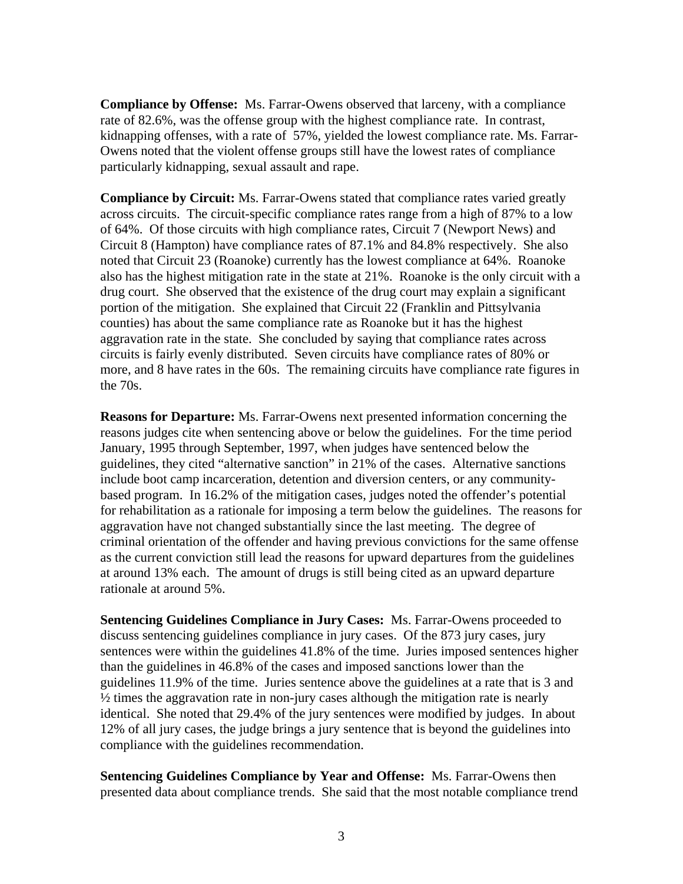**Compliance by Offense:** Ms. Farrar-Owens observed that larceny, with a compliance rate of 82.6%, was the offense group with the highest compliance rate. In contrast, kidnapping offenses, with a rate of 57%, yielded the lowest compliance rate. Ms. Farrar-Owens noted that the violent offense groups still have the lowest rates of compliance particularly kidnapping, sexual assault and rape.

**Compliance by Circuit:** Ms. Farrar-Owens stated that compliance rates varied greatly across circuits. The circuit-specific compliance rates range from a high of 87% to a low of 64%. Of those circuits with high compliance rates, Circuit 7 (Newport News) and Circuit 8 (Hampton) have compliance rates of 87.1% and 84.8% respectively. She also noted that Circuit 23 (Roanoke) currently has the lowest compliance at 64%. Roanoke also has the highest mitigation rate in the state at 21%. Roanoke is the only circuit with a drug court. She observed that the existence of the drug court may explain a significant portion of the mitigation. She explained that Circuit 22 (Franklin and Pittsylvania counties) has about the same compliance rate as Roanoke but it has the highest aggravation rate in the state. She concluded by saying that compliance rates across circuits is fairly evenly distributed. Seven circuits have compliance rates of 80% or more, and 8 have rates in the 60s. The remaining circuits have compliance rate figures in the 70s.

**Reasons for Departure:** Ms. Farrar-Owens next presented information concerning the reasons judges cite when sentencing above or below the guidelines. For the time period January, 1995 through September, 1997, when judges have sentenced below the guidelines, they cited "alternative sanction" in 21% of the cases. Alternative sanctions include boot camp incarceration, detention and diversion centers, or any community-based program. In 16.2% of the mitigation cases, judges noted the offender's potential for rehabilitation as a rationale for imposing a term below the guidelines. The reasons for aggravation have not changed substantially since the last meeting. The degree of criminal orientation of the offender and having previous convictions for the same offense as the current conviction still lead the reasons for upward departures from the guidelines at around 13% each. The amount of drugs is still being cited as an upward departure rationale at around 5%.

**Sentencing Guidelines Compliance in Jury Cases:** Ms. Farrar-Owens proceeded to discuss sentencing guidelines compliance in jury cases. Of the 873 jury cases, jury sentences were within the guidelines 41.8% of the time. Juries imposed sentences higher than the guidelines in 46.8% of the cases and imposed sanctions lower than the guidelines 11.9% of the time. Juries sentence above the guidelines at a rate that is 3 and ½ times the aggravation rate in non-jury cases although the mitigation rate is nearly identical. She noted that 29.4% of the jury sentences were modified by judges. In about 12% of all jury cases, the judge brings a jury sentence that is beyond the guidelines into compliance with the guidelines recommendation.

**Sentencing Guidelines Compliance by Year and Offense:** Ms. Farrar-Owens then presented data about compliance trends. She said that the most notable compliance trend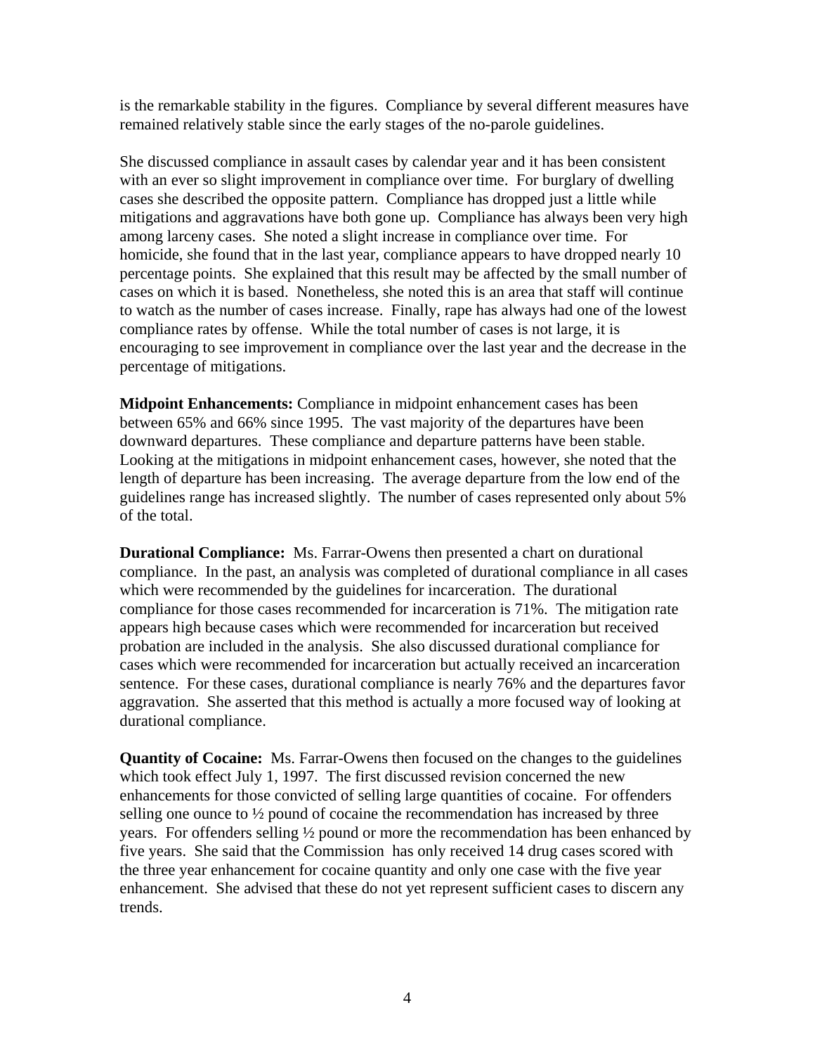is the remarkable stability in the figures. Compliance by several different measures have remained relatively stable since the early stages of the no-parole guidelines.

She discussed compliance in assault cases by calendar year and it has been consistent with an ever so slight improvement in compliance over time. For burglary of dwelling cases she described the opposite pattern. Compliance has dropped just a little while mitigations and aggravations have both gone up. Compliance has always been very high among larceny cases. She noted a slight increase in compliance over time. For homicide, she found that in the last year, compliance appears to have dropped nearly 10 percentage points. She explained that this result may be affected by the small number of cases on which it is based. Nonetheless, she noted this is an area that staff will continue to watch as the number of cases increase. Finally, rape has always had one of the lowest compliance rates by offense. While the total number of cases is not large, it is encouraging to see improvement in compliance over the last year and the decrease in the percentage of mitigations.

**Midpoint Enhancements:** Compliance in midpoint enhancement cases has been between 65% and 66% since 1995. The vast majority of the departures have been downward departures. These compliance and departure patterns have been stable. Looking at the mitigations in midpoint enhancement cases, however, she noted that the length of departure has been increasing. The average departure from the low end of the guidelines range has increased slightly. The number of cases represented only about 5% of the total.

**Durational Compliance:** Ms. Farrar-Owens then presented a chart on durational compliance. In the past, an analysis was completed of durational compliance in all cases which were recommended by the guidelines for incarceration. The durational compliance for those cases recommended for incarceration is 71%. The mitigation rate appears high because cases which were recommended for incarceration but received probation are included in the analysis. She also discussed durational compliance for cases which were recommended for incarceration but actually received an incarceration sentence. For these cases, durational compliance is nearly 76% and the departures favor aggravation. She asserted that this method is actually a more focused way of looking at durational compliance.

**Quantity of Cocaine:** Ms. Farrar-Owens then focused on the changes to the guidelines which took effect July 1, 1997. The first discussed revision concerned the new enhancements for those convicted of selling large quantities of cocaine. For offenders selling one ounce to ½ pound of cocaine the recommendation has increased by three years. For offenders selling ½ pound or more the recommendation has been enhanced by five years. She said that the Commission has only received 14 drug cases scored with the three year enhancement for cocaine quantity and only one case with the five year enhancement. She advised that these do not yet represent sufficient cases to discern any trends.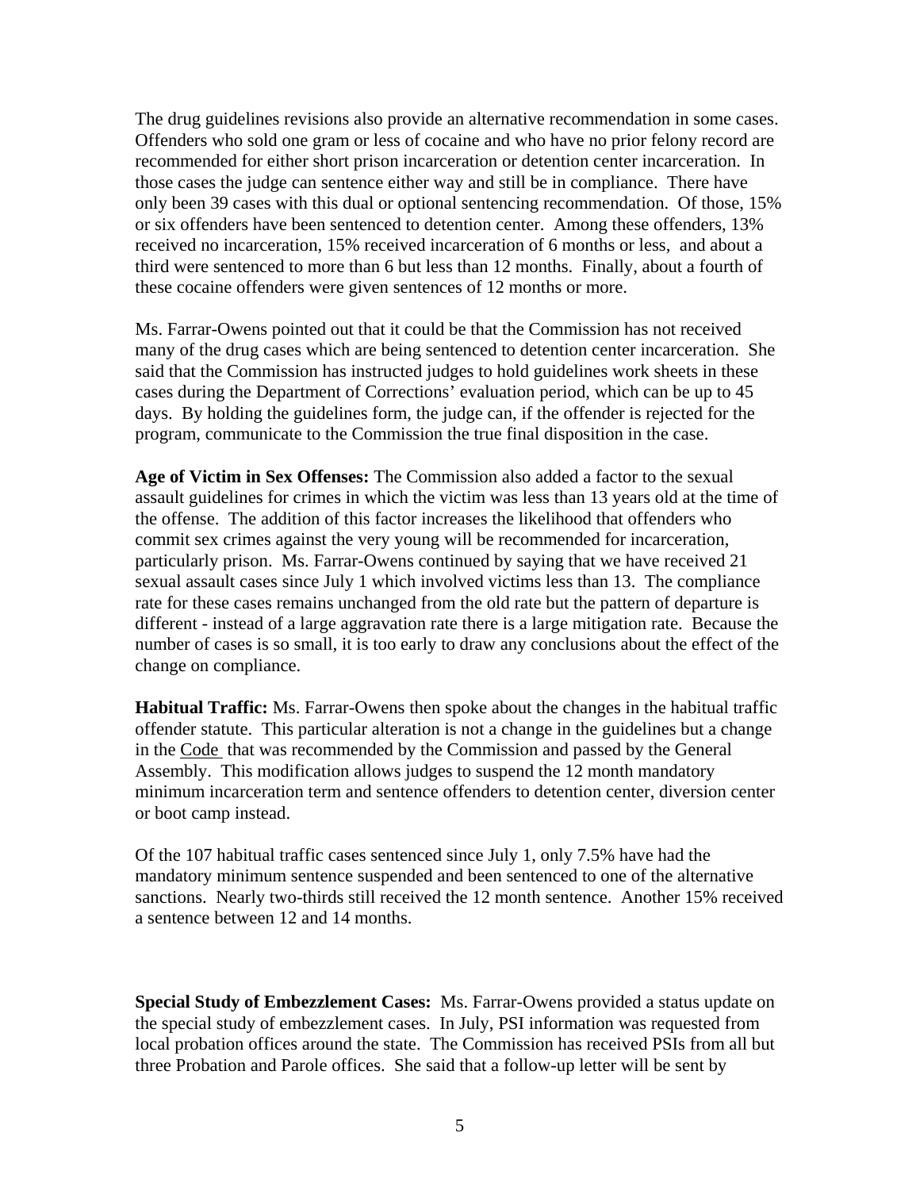The drug guidelines revisions also provide an alternative recommendation in some cases. Offenders who sold one gram or less of cocaine and who have no prior felony record are recommended for either short prison incarceration or detention center incarceration. In those cases the judge can sentence either way and still be in compliance. There have only been 39 cases with this dual or optional sentencing recommendation. Of those, 15% or six offenders have been sentenced to detention center. Among these offenders, 13% received no incarceration, 15% received incarceration of 6 months or less, and about a third were sentenced to more than 6 but less than 12 months. Finally, about a fourth of these cocaine offenders were given sentences of 12 months or more.

Ms. Farrar-Owens pointed out that it could be that the Commission has not received many of the drug cases which are being sentenced to detention center incarceration. She said that the Commission has instructed judges to hold guidelines work sheets in these cases during the Department of Corrections' evaluation period, which can be up to 45 days. By holding the guidelines form, the judge can, if the offender is rejected for the program, communicate to the Commission the true final disposition in the case.

**Age of Victim in Sex Offenses:** The Commission also added a factor to the sexual assault guidelines for crimes in which the victim was less than 13 years old at the time of the offense. The addition of this factor increases the likelihood that offenders who commit sex crimes against the very young will be recommended for incarceration, particularly prison. Ms. Farrar-Owens continued by saying that we have received 21 sexual assault cases since July 1 which involved victims less than 13. The compliance rate for these cases remains unchanged from the old rate but the pattern of departure is different - instead of a large aggravation rate there is a large mitigation rate. Because the number of cases is so small, it is too early to draw any conclusions about the effect of the change on compliance.

**Habitual Traffic:** Ms. Farrar-Owens then spoke about the changes in the habitual traffic offender statute. This particular alteration is not a change in the guidelines but a change in the Code that was recommended by the Commission and passed by the General Assembly. This modification allows judges to suspend the 12 month mandatory minimum incarceration term and sentence offenders to detention center, diversion center or boot camp instead.

Of the 107 habitual traffic cases sentenced since July 1, only 7.5% have had the mandatory minimum sentence suspended and been sentenced to one of the alternative sanctions. Nearly two-thirds still received the 12 month sentence. Another 15% received a sentence between 12 and 14 months.

**Special Study of Embezzlement Cases:** Ms. Farrar-Owens provided a status update on the special study of embezzlement cases. In July, PSI information was requested from local probation offices around the state. The Commission has received PSIs from all but three Probation and Parole offices. She said that a follow-up letter will be sent by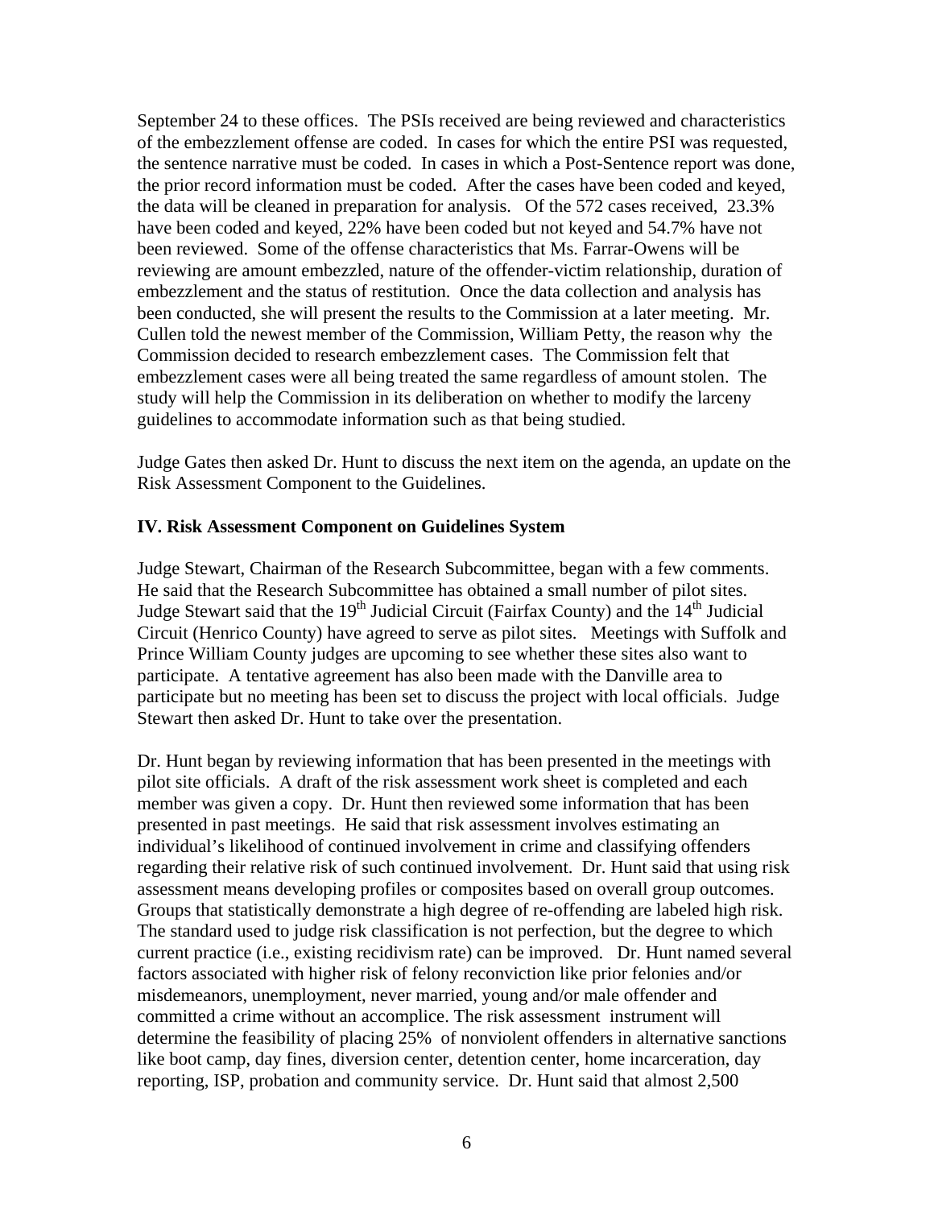September 24 to these offices. The PSIs received are being reviewed and characteristics of the embezzlement offense are coded. In cases for which the entire PSI was requested, the sentence narrative must be coded. In cases in which a Post-Sentence report was done, the prior record information must be coded. After the cases have been coded and keyed, the data will be cleaned in preparation for analysis. Of the 572 cases received, 23.3% have been coded and keyed, 22% have been coded but not keyed and 54.7% have not been reviewed. Some of the offense characteristics that Ms. Farrar-Owens will be reviewing are amount embezzled, nature of the offender-victim relationship, duration of embezzlement and the status of restitution. Once the data collection and analysis has been conducted, she will present the results to the Commission at a later meeting. Mr. Cullen told the newest member of the Commission, William Petty, the reason why the Commission decided to research embezzlement cases. The Commission felt that embezzlement cases were all being treated the same regardless of amount stolen. The study will help the Commission in its deliberation on whether to modify the larceny guidelines to accommodate information such as that being studied.

Judge Gates then asked Dr. Hunt to discuss the next item on the agenda, an update on the Risk Assessment Component to the Guidelines.

**IV. Risk Assessment Component on Guidelines System**

Judge Stewart, Chairman of the Research Subcommittee, began with a few comments. He said that the Research Subcommittee has obtained a small number of pilot sites. Judge Stewart said that the 19th Judicial Circuit (Fairfax County) and the 14th Judicial Circuit (Henrico County) have agreed to serve as pilot sites. Meetings with Suffolk and Prince William County judges are upcoming to see whether these sites also want to participate. A tentative agreement has also been made with the Danville area to participate but no meeting has been set to discuss the project with local officials. Judge Stewart then asked Dr. Hunt to take over the presentation.

Dr. Hunt began by reviewing information that has been presented in the meetings with pilot site officials. A draft of the risk assessment work sheet is completed and each member was given a copy. Dr. Hunt then reviewed some information that has been presented in past meetings. He said that risk assessment involves estimating an individual's likelihood of continued involvement in crime and classifying offenders regarding their relative risk of such continued involvement. Dr. Hunt said that using risk assessment means developing profiles or composites based on overall group outcomes. Groups that statistically demonstrate a high degree of re-offending are labeled high risk. The standard used to judge risk classification is not perfection, but the degree to which current practice (i.e., existing recidivism rate) can be improved. Dr. Hunt named several factors associated with higher risk of felony reconviction like prior felonies and/or misdemeanors, unemployment, never married, young and/or male offender and committed a crime without an accomplice. The risk assessment instrument will determine the feasibility of placing 25% of nonviolent offenders in alternative sanctions like boot camp, day fines, diversion center, detention center, home incarceration, day reporting, ISP, probation and community service. Dr. Hunt said that almost 2,500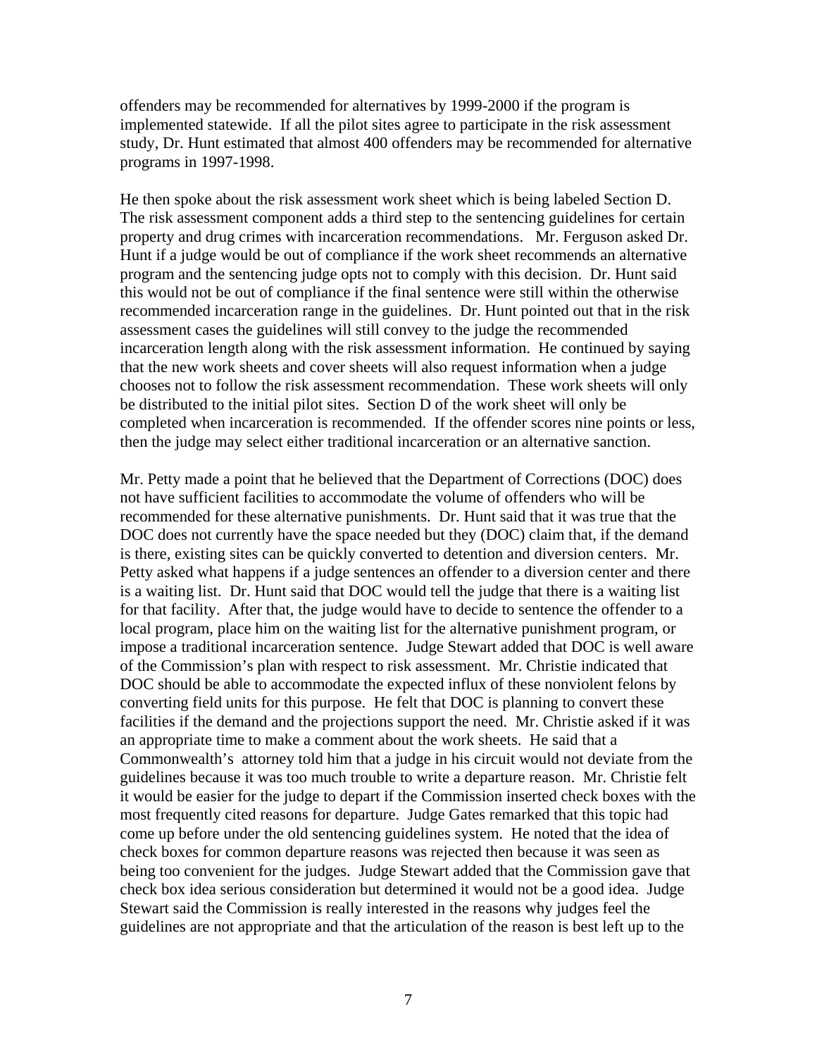offenders may be recommended for alternatives by 1999-2000 if the program is implemented statewide. If all the pilot sites agree to participate in the risk assessment study, Dr. Hunt estimated that almost 400 offenders may be recommended for alternative programs in 1997-1998.

He then spoke about the risk assessment work sheet which is being labeled Section D. The risk assessment component adds a third step to the sentencing guidelines for certain property and drug crimes with incarceration recommendations. Mr. Ferguson asked Dr. Hunt if a judge would be out of compliance if the work sheet recommends an alternative program and the sentencing judge opts not to comply with this decision. Dr. Hunt said this would not be out of compliance if the final sentence were still within the otherwise recommended incarceration range in the guidelines. Dr. Hunt pointed out that in the risk assessment cases the guidelines will still convey to the judge the recommended incarceration length along with the risk assessment information. He continued by saying that the new work sheets and cover sheets will also request information when a judge chooses not to follow the risk assessment recommendation. These work sheets will only be distributed to the initial pilot sites. Section D of the work sheet will only be completed when incarceration is recommended. If the offender scores nine points or less, then the judge may select either traditional incarceration or an alternative sanction.

Mr. Petty made a point that he believed that the Department of Corrections (DOC) does not have sufficient facilities to accommodate the volume of offenders who will be recommended for these alternative punishments. Dr. Hunt said that it was true that the DOC does not currently have the space needed but they (DOC) claim that, if the demand is there, existing sites can be quickly converted to detention and diversion centers. Mr. Petty asked what happens if a judge sentences an offender to a diversion center and there is a waiting list. Dr. Hunt said that DOC would tell the judge that there is a waiting list for that facility. After that, the judge would have to decide to sentence the offender to a local program, place him on the waiting list for the alternative punishment program, or impose a traditional incarceration sentence. Judge Stewart added that DOC is well aware of the Commission's plan with respect to risk assessment. Mr. Christie indicated that DOC should be able to accommodate the expected influx of these nonviolent felons by converting field units for this purpose. He felt that DOC is planning to convert these facilities if the demand and the projections support the need. Mr. Christie asked if it was an appropriate time to make a comment about the work sheets. He said that a Commonwealth's attorney told him that a judge in his circuit would not deviate from the guidelines because it was too much trouble to write a departure reason. Mr. Christie felt it would be easier for the judge to depart if the Commission inserted check boxes with the most frequently cited reasons for departure. Judge Gates remarked that this topic had come up before under the old sentencing guidelines system. He noted that the idea of check boxes for common departure reasons was rejected then because it was seen as being too convenient for the judges. Judge Stewart added that the Commission gave that check box idea serious consideration but determined it would not be a good idea. Judge Stewart said the Commission is really interested in the reasons why judges feel the guidelines are not appropriate and that the articulation of the reason is best left up to the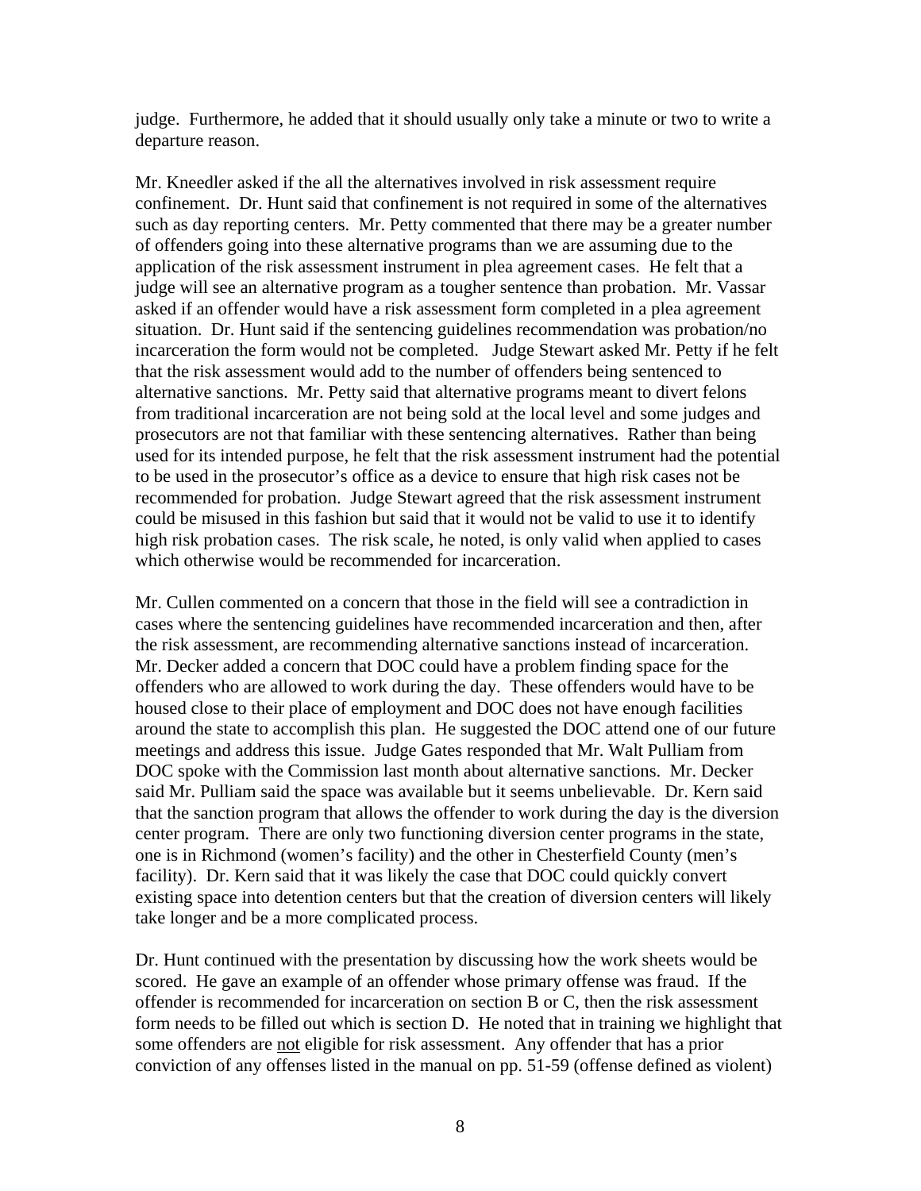judge. Furthermore, he added that it should usually only take a minute or two to write a departure reason.

Mr. Kneedler asked if the all the alternatives involved in risk assessment require confinement. Dr. Hunt said that confinement is not required in some of the alternatives such as day reporting centers. Mr. Petty commented that there may be a greater number of offenders going into these alternative programs than we are assuming due to the application of the risk assessment instrument in plea agreement cases. He felt that a judge will see an alternative program as a tougher sentence than probation. Mr. Vassar asked if an offender would have a risk assessment form completed in a plea agreement situation. Dr. Hunt said if the sentencing guidelines recommendation was probation/no incarceration the form would not be completed. Judge Stewart asked Mr. Petty if he felt that the risk assessment would add to the number of offenders being sentenced to alternative sanctions. Mr. Petty said that alternative programs meant to divert felons from traditional incarceration are not being sold at the local level and some judges and prosecutors are not that familiar with these sentencing alternatives. Rather than being used for its intended purpose, he felt that the risk assessment instrument had the potential to be used in the prosecutor's office as a device to ensure that high risk cases not be recommended for probation. Judge Stewart agreed that the risk assessment instrument could be misused in this fashion but said that it would not be valid to use it to identify high risk probation cases. The risk scale, he noted, is only valid when applied to cases which otherwise would be recommended for incarceration.

Mr. Cullen commented on a concern that those in the field will see a contradiction in cases where the sentencing guidelines have recommended incarceration and then, after the risk assessment, are recommending alternative sanctions instead of incarceration. Mr. Decker added a concern that DOC could have a problem finding space for the offenders who are allowed to work during the day. These offenders would have to be housed close to their place of employment and DOC does not have enough facilities around the state to accomplish this plan. He suggested the DOC attend one of our future meetings and address this issue. Judge Gates responded that Mr. Walt Pulliam from DOC spoke with the Commission last month about alternative sanctions. Mr. Decker said Mr. Pulliam said the space was available but it seems unbelievable. Dr. Kern said that the sanction program that allows the offender to work during the day is the diversion center program. There are only two functioning diversion center programs in the state, one is in Richmond (women's facility) and the other in Chesterfield County (men's facility). Dr. Kern said that it was likely the case that DOC could quickly convert existing space into detention centers but that the creation of diversion centers will likely take longer and be a more complicated process.

Dr. Hunt continued with the presentation by discussing how the work sheets would be scored. He gave an example of an offender whose primary offense was fraud. If the offender is recommended for incarceration on section B or C, then the risk assessment form needs to be filled out which is section D. He noted that in training we highlight that some offenders are <u>not</u> eligible for risk assessment. Any offender that has a prior conviction of any offenses listed in the manual on pp. 51-59 (offense defined as violent)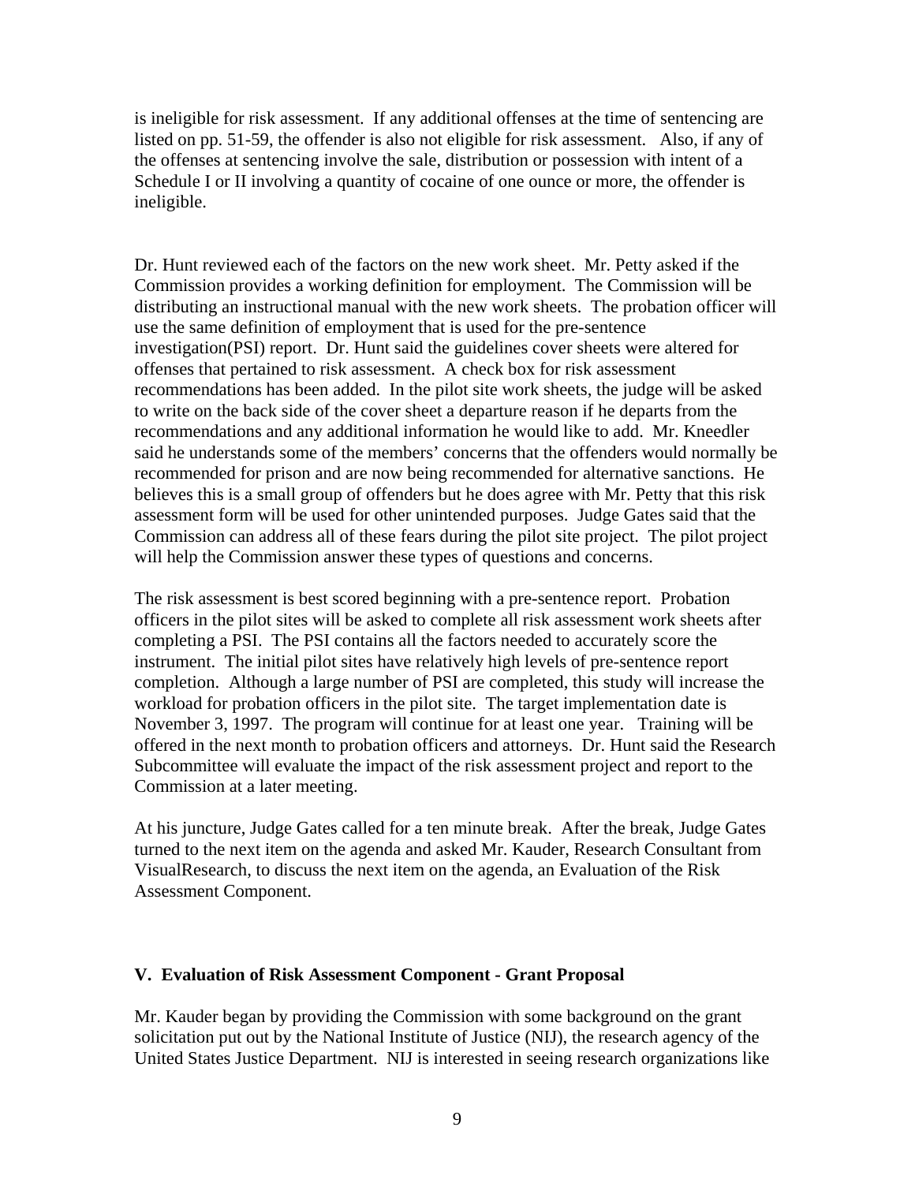is ineligible for risk assessment. If any additional offenses at the time of sentencing are listed on pp. 51-59, the offender is also not eligible for risk assessment. Also, if any of the offenses at sentencing involve the sale, distribution or possession with intent of a Schedule I or II involving a quantity of cocaine of one ounce or more, the offender is ineligible.

Dr. Hunt reviewed each of the factors on the new work sheet. Mr. Petty asked if the Commission provides a working definition for employment. The Commission will be distributing an instructional manual with the new work sheets. The probation officer will use the same definition of employment that is used for the pre-sentence investigation(PSI) report. Dr. Hunt said the guidelines cover sheets were altered for offenses that pertained to risk assessment. A check box for risk assessment recommendations has been added. In the pilot site work sheets, the judge will be asked to write on the back side of the cover sheet a departure reason if he departs from the recommendations and any additional information he would like to add. Mr. Kneedler said he understands some of the members' concerns that the offenders would normally be recommended for prison and are now being recommended for alternative sanctions. He believes this is a small group of offenders but he does agree with Mr. Petty that this risk assessment form will be used for other unintended purposes. Judge Gates said that the Commission can address all of these fears during the pilot site project. The pilot project will help the Commission answer these types of questions and concerns.

The risk assessment is best scored beginning with a pre-sentence report. Probation officers in the pilot sites will be asked to complete all risk assessment work sheets after completing a PSI. The PSI contains all the factors needed to accurately score the instrument. The initial pilot sites have relatively high levels of pre-sentence report completion. Although a large number of PSI are completed, this study will increase the workload for probation officers in the pilot site. The target implementation date is November 3, 1997. The program will continue for at least one year. Training will be offered in the next month to probation officers and attorneys. Dr. Hunt said the Research Subcommittee will evaluate the impact of the risk assessment project and report to the Commission at a later meeting.

At his juncture, Judge Gates called for a ten minute break. After the break, Judge Gates turned to the next item on the agenda and asked Mr. Kauder, Research Consultant from VisualResearch, to discuss the next item on the agenda, an Evaluation of the Risk Assessment Component.

## V. Evaluation of Risk Assessment Component - Grant Proposal

Mr. Kauder began by providing the Commission with some background on the grant solicitation put out by the National Institute of Justice (NIJ), the research agency of the United States Justice Department. NIJ is interested in seeing research organizations like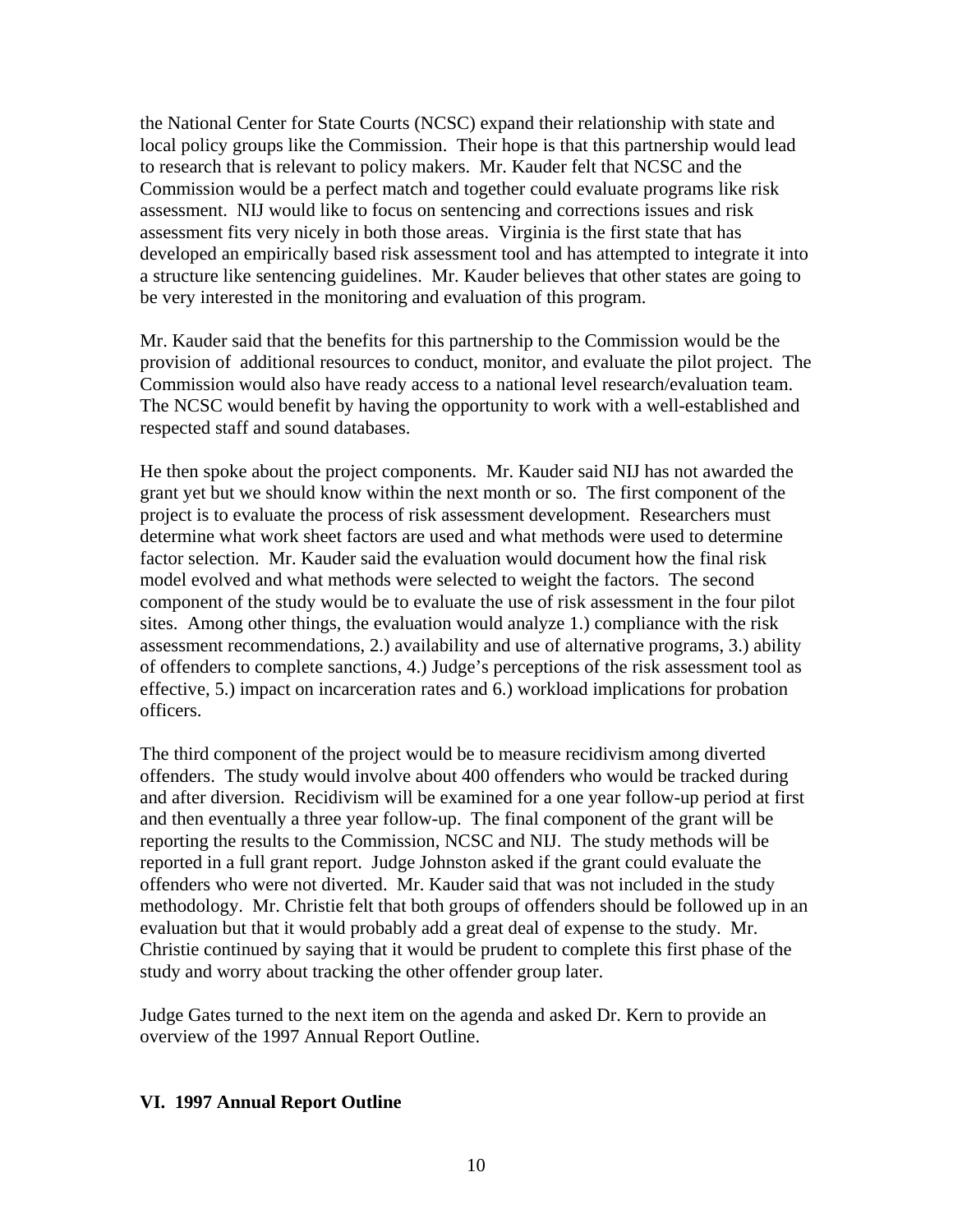the National Center for State Courts (NCSC) expand their relationship with state and local policy groups like the Commission. Their hope is that this partnership would lead to research that is relevant to policy makers. Mr. Kauder felt that NCSC and the Commission would be a perfect match and together could evaluate programs like risk assessment. NIJ would like to focus on sentencing and corrections issues and risk assessment fits very nicely in both those areas. Virginia is the first state that has developed an empirically based risk assessment tool and has attempted to integrate it into a structure like sentencing guidelines. Mr. Kauder believes that other states are going to be very interested in the monitoring and evaluation of this program.

Mr. Kauder said that the benefits for this partnership to the Commission would be the provision of additional resources to conduct, monitor, and evaluate the pilot project. The Commission would also have ready access to a national level research/evaluation team. The NCSC would benefit by having the opportunity to work with a well-established and respected staff and sound databases.

He then spoke about the project components. Mr. Kauder said NIJ has not awarded the grant yet but we should know within the next month or so. The first component of the project is to evaluate the process of risk assessment development. Researchers must determine what work sheet factors are used and what methods were used to determine factor selection. Mr. Kauder said the evaluation would document how the final risk model evolved and what methods were selected to weight the factors. The second component of the study would be to evaluate the use of risk assessment in the four pilot sites. Among other things, the evaluation would analyze 1.) compliance with the risk assessment recommendations, 2.) availability and use of alternative programs, 3.) ability of offenders to complete sanctions, 4.) Judge's perceptions of the risk assessment tool as effective, 5.) impact on incarceration rates and 6.) workload implications for probation officers.

The third component of the project would be to measure recidivism among diverted offenders. The study would involve about 400 offenders who would be tracked during and after diversion. Recidivism will be examined for a one year follow-up period at first and then eventually a three year follow-up. The final component of the grant will be reporting the results to the Commission, NCSC and NIJ. The study methods will be reported in a full grant report. Judge Johnston asked if the grant could evaluate the offenders who were not diverted. Mr. Kauder said that was not included in the study methodology. Mr. Christie felt that both groups of offenders should be followed up in an evaluation but that it would probably add a great deal of expense to the study. Mr. Christie continued by saying that it would be prudent to complete this first phase of the study and worry about tracking the other offender group later.

Judge Gates turned to the next item on the agenda and asked Dr. Kern to provide an overview of the 1997 Annual Report Outline.

## VI. 1997 Annual Report Outline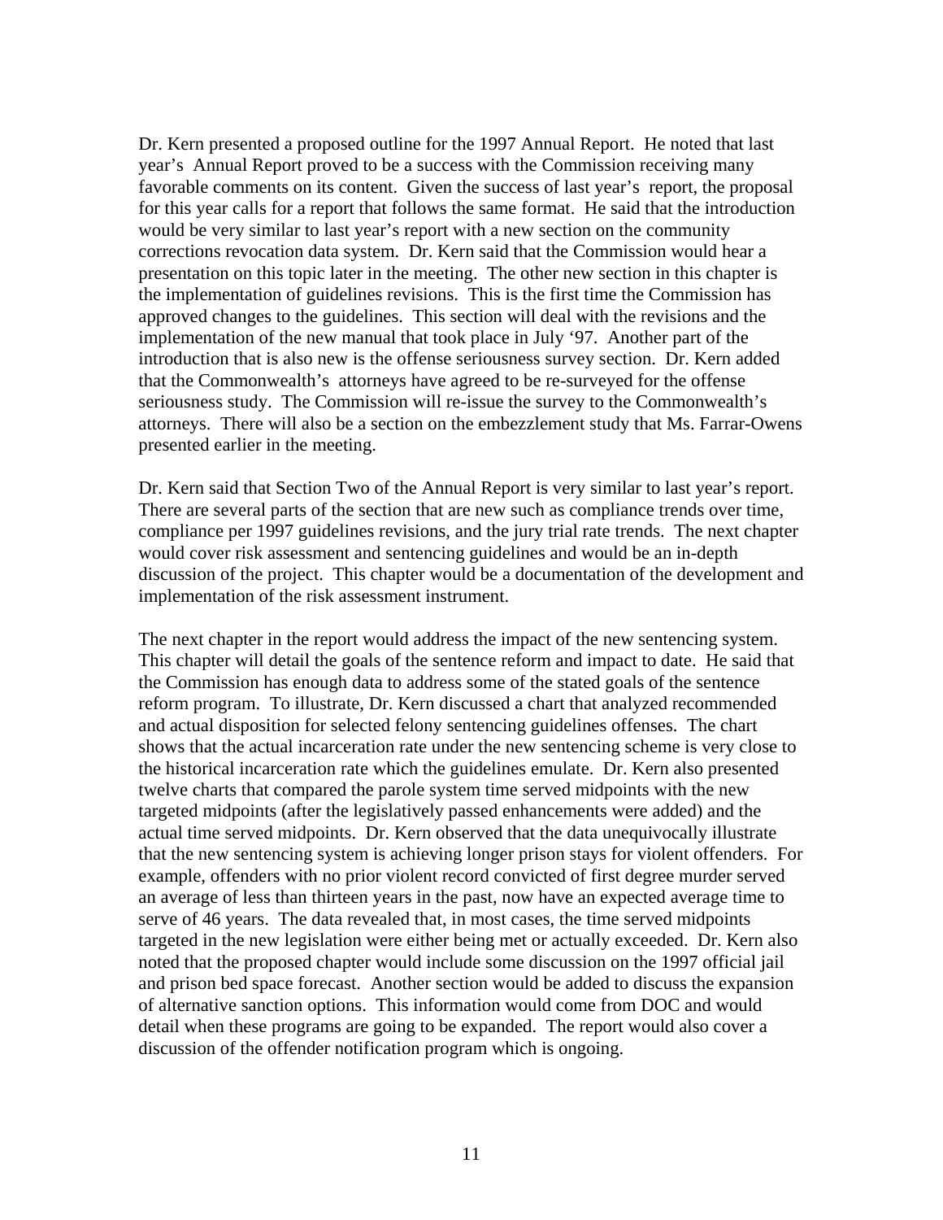Dr. Kern presented a proposed outline for the 1997 Annual Report. He noted that last year's Annual Report proved to be a success with the Commission receiving many favorable comments on its content. Given the success of last year's report, the proposal for this year calls for a report that follows the same format. He said that the introduction would be very similar to last year's report with a new section on the community corrections revocation data system. Dr. Kern said that the Commission would hear a presentation on this topic later in the meeting. The other new section in this chapter is the implementation of guidelines revisions. This is the first time the Commission has approved changes to the guidelines. This section will deal with the revisions and the implementation of the new manual that took place in July '97. Another part of the introduction that is also new is the offense seriousness survey section. Dr. Kern added that the Commonwealth's attorneys have agreed to be re-surveyed for the offense seriousness study. The Commission will re-issue the survey to the Commonwealth's attorneys. There will also be a section on the embezzlement study that Ms. Farrar-Owens presented earlier in the meeting.

Dr. Kern said that Section Two of the Annual Report is very similar to last year's report. There are several parts of the section that are new such as compliance trends over time, compliance per 1997 guidelines revisions, and the jury trial rate trends. The next chapter would cover risk assessment and sentencing guidelines and would be an in-depth discussion of the project. This chapter would be a documentation of the development and implementation of the risk assessment instrument.

The next chapter in the report would address the impact of the new sentencing system. This chapter will detail the goals of the sentence reform and impact to date. He said that the Commission has enough data to address some of the stated goals of the sentence reform program. To illustrate, Dr. Kern discussed a chart that analyzed recommended and actual disposition for selected felony sentencing guidelines offenses. The chart shows that the actual incarceration rate under the new sentencing scheme is very close to the historical incarceration rate which the guidelines emulate. Dr. Kern also presented twelve charts that compared the parole system time served midpoints with the new targeted midpoints (after the legislatively passed enhancements were added) and the actual time served midpoints. Dr. Kern observed that the data unequivocally illustrate that the new sentencing system is achieving longer prison stays for violent offenders. For example, offenders with no prior violent record convicted of first degree murder served an average of less than thirteen years in the past, now have an expected average time to serve of 46 years. The data revealed that, in most cases, the time served midpoints targeted in the new legislation were either being met or actually exceeded. Dr. Kern also noted that the proposed chapter would include some discussion on the 1997 official jail and prison bed space forecast. Another section would be added to discuss the expansion of alternative sanction options. This information would come from DOC and would detail when these programs are going to be expanded. The report would also cover a discussion of the offender notification program which is ongoing.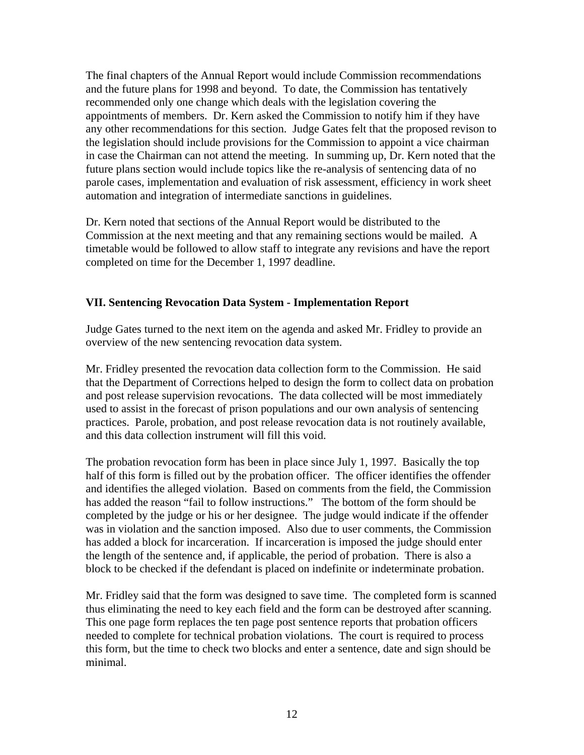The final chapters of the Annual Report would include Commission recommendations and the future plans for 1998 and beyond. To date, the Commission has tentatively recommended only one change which deals with the legislation covering the appointments of members. Dr. Kern asked the Commission to notify him if they have any other recommendations for this section. Judge Gates felt that the proposed revison to the legislation should include provisions for the Commission to appoint a vice chairman in case the Chairman can not attend the meeting. In summing up, Dr. Kern noted that the future plans section would include topics like the re-analysis of sentencing data of no parole cases, implementation and evaluation of risk assessment, efficiency in work sheet automation and integration of intermediate sanctions in guidelines.

Dr. Kern noted that sections of the Annual Report would be distributed to the Commission at the next meeting and that any remaining sections would be mailed. A timetable would be followed to allow staff to integrate any revisions and have the report completed on time for the December 1, 1997 deadline.

**VII. Sentencing Revocation Data System - Implementation Report**

Judge Gates turned to the next item on the agenda and asked Mr. Fridley to provide an overview of the new sentencing revocation data system.

Mr. Fridley presented the revocation data collection form to the Commission. He said that the Department of Corrections helped to design the form to collect data on probation and post release supervision revocations. The data collected will be most immediately used to assist in the forecast of prison populations and our own analysis of sentencing practices. Parole, probation, and post release revocation data is not routinely available, and this data collection instrument will fill this void.

The probation revocation form has been in place since July 1, 1997. Basically the top half of this form is filled out by the probation officer. The officer identifies the offender and identifies the alleged violation. Based on comments from the field, the Commission has added the reason "fail to follow instructions." The bottom of the form should be completed by the judge or his or her designee. The judge would indicate if the offender was in violation and the sanction imposed. Also due to user comments, the Commission has added a block for incarceration. If incarceration is imposed the judge should enter the length of the sentence and, if applicable, the period of probation. There is also a block to be checked if the defendant is placed on indefinite or indeterminate probation.

Mr. Fridley said that the form was designed to save time. The completed form is scanned thus eliminating the need to key each field and the form can be destroyed after scanning. This one page form replaces the ten page post sentence reports that probation officers needed to complete for technical probation violations. The court is required to process this form, but the time to check two blocks and enter a sentence, date and sign should be minimal.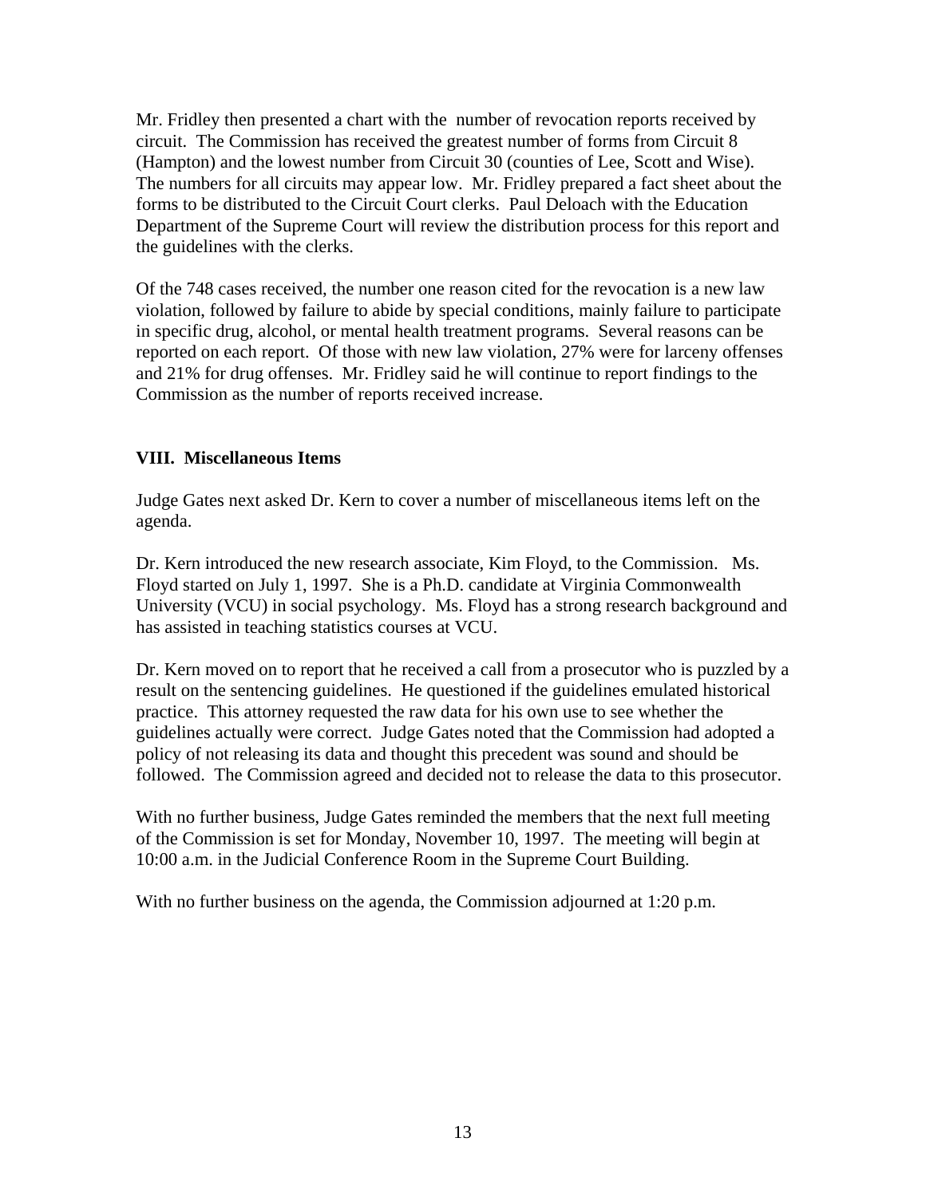Mr. Fridley then presented a chart with the number of revocation reports received by circuit. The Commission has received the greatest number of forms from Circuit 8 (Hampton) and the lowest number from Circuit 30 (counties of Lee, Scott and Wise). The numbers for all circuits may appear low. Mr. Fridley prepared a fact sheet about the forms to be distributed to the Circuit Court clerks. Paul Deloach with the Education Department of the Supreme Court will review the distribution process for this report and the guidelines with the clerks.

Of the 748 cases received, the number one reason cited for the revocation is a new law violation, followed by failure to abide by special conditions, mainly failure to participate in specific drug, alcohol, or mental health treatment programs. Several reasons can be reported on each report. Of those with new law violation, 27% were for larceny offenses and 21% for drug offenses. Mr. Fridley said he will continue to report findings to the Commission as the number of reports received increase.

## VIII. Miscellaneous Items

Judge Gates next asked Dr. Kern to cover a number of miscellaneous items left on the agenda.

Dr. Kern introduced the new research associate, Kim Floyd, to the Commission. Ms. Floyd started on July 1, 1997. She is a Ph.D. candidate at Virginia Commonwealth University (VCU) in social psychology. Ms. Floyd has a strong research background and has assisted in teaching statistics courses at VCU.

Dr. Kern moved on to report that he received a call from a prosecutor who is puzzled by a result on the sentencing guidelines. He questioned if the guidelines emulated historical practice. This attorney requested the raw data for his own use to see whether the guidelines actually were correct. Judge Gates noted that the Commission had adopted a policy of not releasing its data and thought this precedent was sound and should be followed. The Commission agreed and decided not to release the data to this prosecutor.

With no further business, Judge Gates reminded the members that the next full meeting of the Commission is set for Monday, November 10, 1997. The meeting will begin at 10:00 a.m. in the Judicial Conference Room in the Supreme Court Building.

With no further business on the agenda, the Commission adjourned at 1:20 p.m.